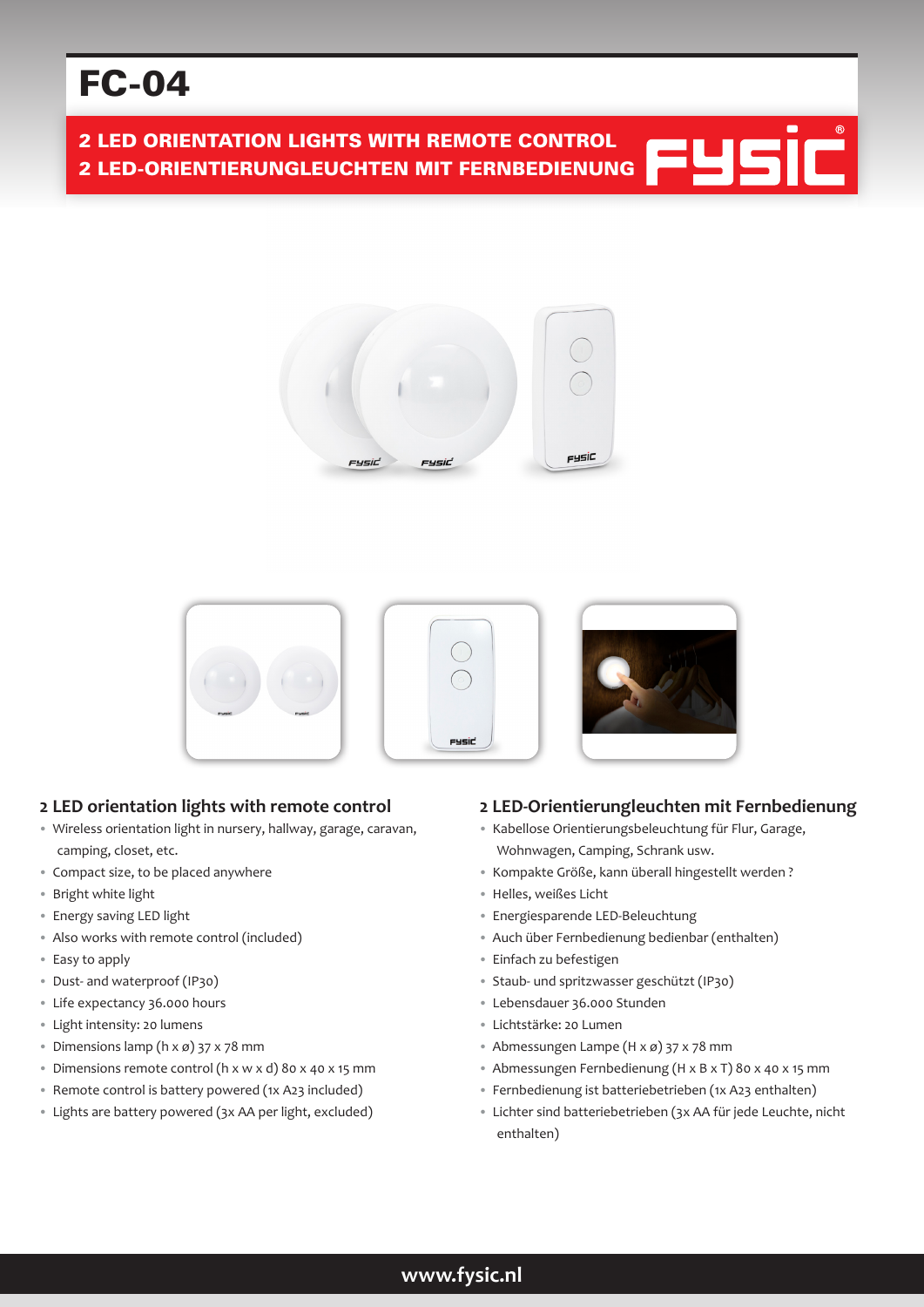# FC-04

**2 LED ORIENTATION LIGHTS WITH REMOTE CONTROL**
**2 LED-ORIENTIERUNGLEUCHTEN MIT FERNBEDIENUNG**

## 2 LED orientation lights with remote control

- Wireless orientation light in nursery, hallway, garage, caravan, camping, closet, etc.
- Compact size, to be placed anywhere
- Bright white light
- Energy saving LED light
- Also works with remote control (included)
- Easy to apply
- Dust- and waterproof (IP30)
- Life expectancy 36.000 hours
- Light intensity: 20 lumens
- Dimensions lamp (h x ø) 37 x 78 mm
- Dimensions remote control (h x w x d) 80 x 40 x 15 mm
- Remote control is battery powered (1x A23 included)
- Lights are battery powered (3x AA per light, excluded)

## 2 LED-Orientierungleuchten mit Fernbedienung

- Kabellose Orientierungsbeleuchtung für Flur, Garage, Wohnwagen, Camping, Schrank usw.
- Kompakte Größe, kann überall hingestellt werden ?
- Helles, weißes Licht
- Energiesparende LED-Beleuchtung
- Auch über Fernbedienung bedienbar (enthalten)
- Einfach zu befestigen
- Staub- und spritzwasser geschützt (IP30)
- Lebensdauer 36.000 Stunden
- Lichtstärke: 20 Lumen
- Abmessungen Lampe (H x ø) 37 x 78 mm
- Abmessungen Fernbedienung (H x B x T) 80 x 40 x 15 mm
- Fernbedienung ist batteriebetrieben (1x A23 enthalten)
- Lichter sind batteriebetrieben (3x AA für jede Leuchte, nicht enthalten)

www.fysic.nl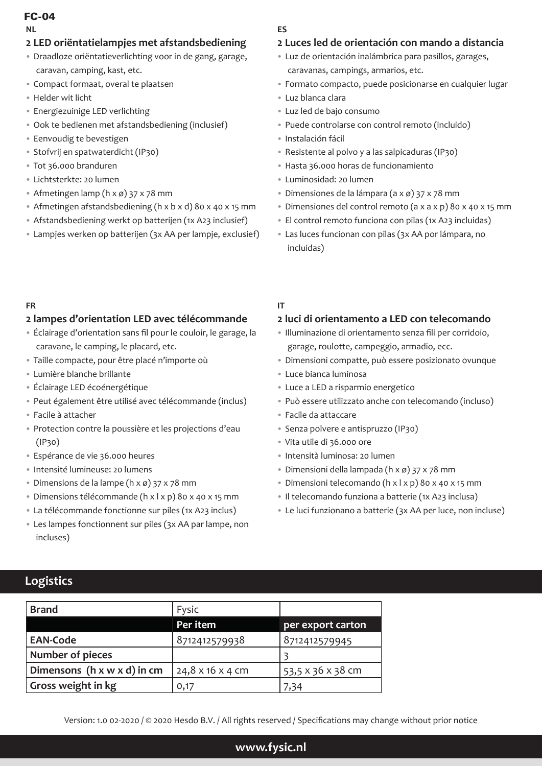FC-04

NL

## 2 LED oriëntatielampjes met afstandsbediening

- Draadloze oriëntatieverlichting voor in de gang, garage, caravan, camping, kast, etc.
- Compact formaat, overal te plaatsen
- Helder wit licht
- Energiezuinige LED verlichting
- Ook te bedienen met afstandsbediening (inclusief)
- Eenvoudig te bevestigen
- Stofvrij en spatwaterdicht (IP30)
- Tot 36.000 branduren
- Lichtsterkte: 20 lumen
- Afmetingen lamp (h x ø) 37 x 78 mm
- Afmetingen afstandsbediening (h x b x d) 80 x 40 x 15 mm
- Afstandsbediening werkt op batterijen (1x A23 inclusief)
- Lampjes werken op batterijen (3x AA per lampje, exclusief)

ES

## 2 Luces led de orientación con mando a distancia

- Luz de orientación inalámbrica para pasillos, garages, caravanas, campings, armarios, etc.
- Formato compacto, puede posicionarse en cualquier lugar
- Luz blanca clara
- Luz led de bajo consumo
- Puede controlarse con control remoto (incluido)
- Instalación fácil
- Resistente al polvo y a las salpicaduras (IP30)
- Hasta 36.000 horas de funcionamiento
- Luminosidad: 20 lumen
- Dimensiones de la lámpara (a x ø) 37 x 78 mm
- Dimensiones del control remoto (a x a x p) 80 x 40 x 15 mm
- El control remoto funciona con pilas (1x A23 incluidas)
- Las luces funcionan con pilas (3x AA por lámpara, no incluidas)

FR

## 2 lampes d'orientation LED avec télécommande

- Éclairage d'orientation sans fil pour le couloir, le garage, la caravane, le camping, le placard, etc.
- Taille compacte, pour être placé n'importe où
- Lumière blanche brillante
- Éclairage LED écoénergétique
- Peut également être utilisé avec télécommande (inclus)
- Facile à attacher
- Protection contre la poussière et les projections d'eau (IP30)
- Espérance de vie 36.000 heures
- Intensité lumineuse: 20 lumens
- Dimensions de la lampe (h x ø) 37 x 78 mm
- Dimensions télécommande (h x l x p) 80 x 40 x 15 mm
- La télécommande fonctionne sur piles (1x A23 inclus)
- Les lampes fonctionnent sur piles (3x AA par lampe, non incluses)

IT

## 2 luci di orientamento a LED con telecomando

- Illuminazione di orientamento senza fili per corridoio, garage, roulotte, campeggio, armadio, ecc.
- Dimensioni compatte, può essere posizionato ovunque
- Luce bianca luminosa
- Luce a LED a risparmio energetico
- Può essere utilizzato anche con telecomando (incluso)
- Facile da attaccare
- Senza polvere e antispruzzo (IP30)
- Vita utile di 36.000 ore
- Intensità luminosa: 20 lumen
- Dimensioni della lampada (h x ø) 37 x 78 mm
- Dimensioni telecomando (h x l x p) 80 x 40 x 15 mm
- Il telecomando funziona a batterie (1x A23 inclusa)
- Le luci funzionano a batterie (3x AA per luce, non incluse)

## Logistics

| Brand | Fysic | |
|---|---|---|
| | **Per item** | **per export carton** |
| **EAN-Code** | 8712412579938 | 8712412579945 |
| **Number of pieces** | | 3 |
| **Dimensons (h x w x d) in cm** | 24,8 x 16 x 4 cm | 53,5 x 36 x 38 cm |
| **Gross weight in kg** | 0,17 | 7,34 |

Version: 1.0 02-2020 / © 2020 Hesdo B.V. / All rights reserved / Specifications may change without prior notice

**www.fysic.nl**